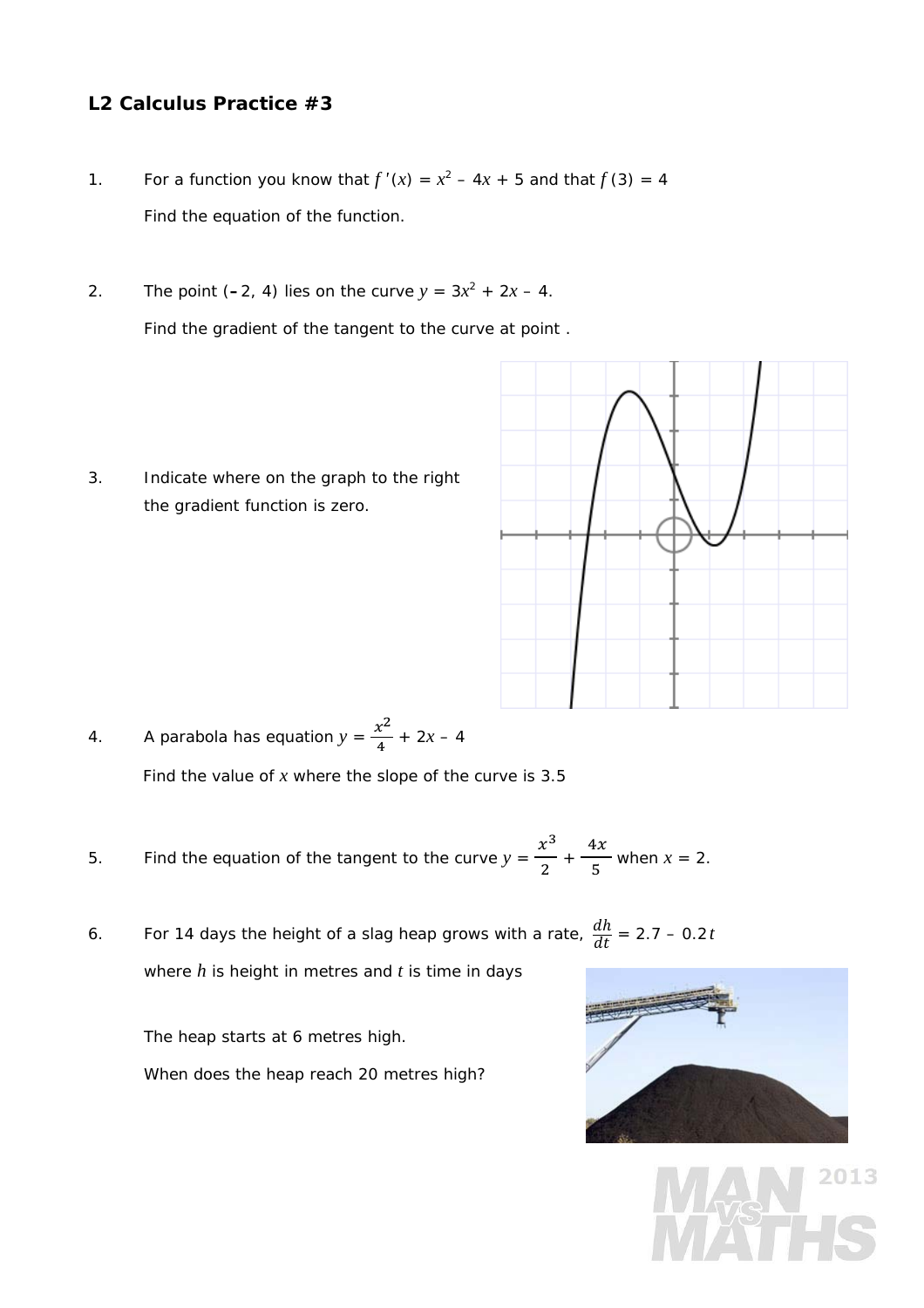## L2 Calculus Practice #3

1. For a function you know that $f'(x) = x^2 - 4x + 5$ and that $f(3) = 4$

   Find the equation of the function.

2. The point $(-2, 4)$ lies on the curve $y = 3x^2 + 2x - 4$.

   Find the gradient of the tangent to the curve at point .

3. Indicate where on the graph to the right the gradient function is zero.

4. A parabola has equation $y = \frac{x^2}{4} + 2x - 4$

   Find the value of $x$ where the slope of the curve is 3.5

5. Find the equation of the tangent to the curve $y = \frac{x^3}{2} + \frac{4x}{5}$ when $x = 2$.

6. For 14 days the height of a slag heap grows with a rate, $\frac{dh}{dt} = 2.7 - 0.2t$

   where $h$ is height in metres and $t$ is time in days

   The heap starts at 6 metres high.

   When does the heap reach 20 metres high?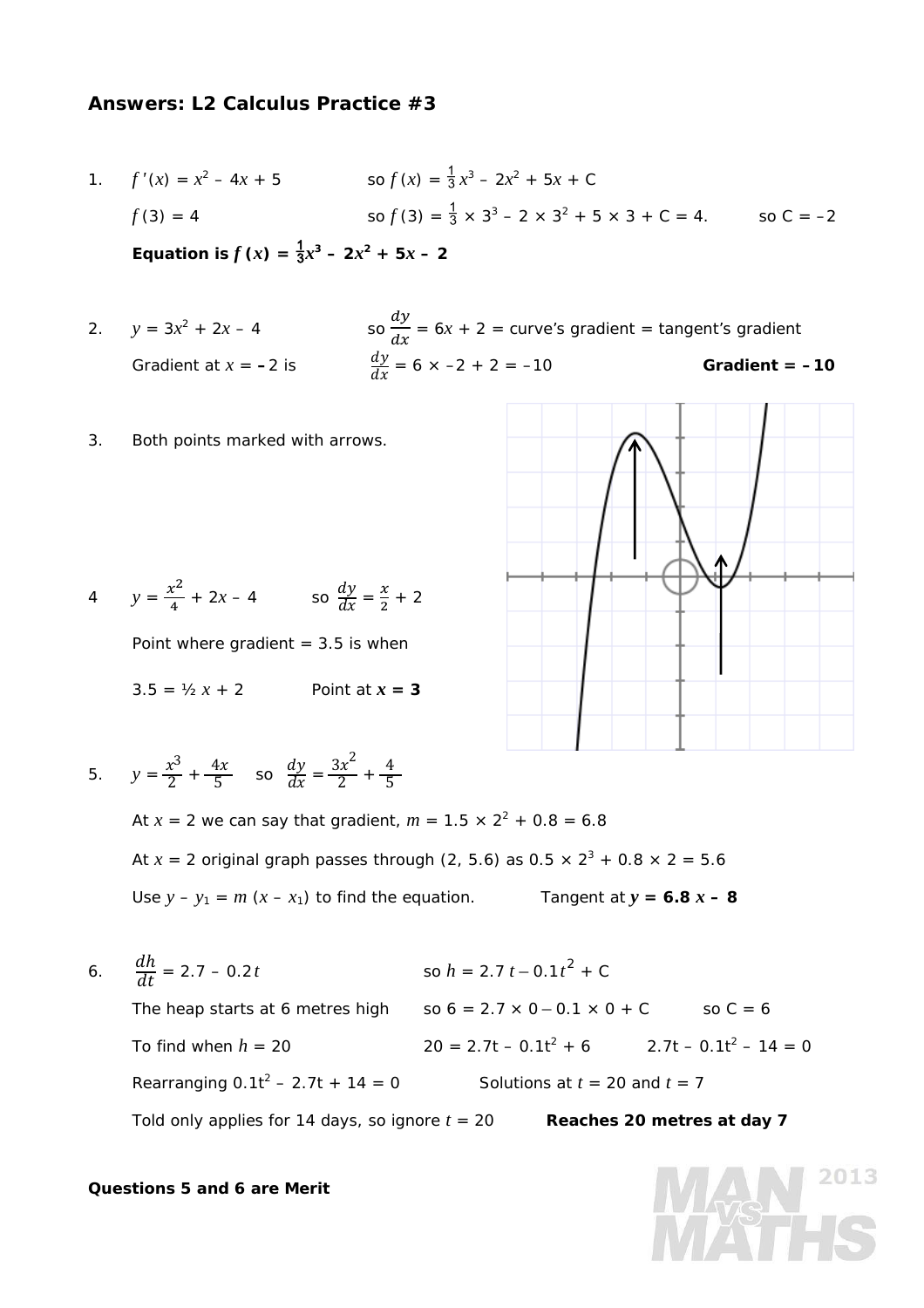# Answers: L2 Calculus Practice #3

1. $f'(x) = x^2 - 4x + 5$ so $f(x) = \frac{1}{3}x^3 - 2x^2 + 5x + C$

   $f(3) = 4$ so $f(3) = \frac{1}{3} \times 3^3 - 2 \times 3^2 + 5 \times 3 + C = 4.$ so $C = -2$

   **Equation is $f(x) = \frac{1}{3}x^3 - 2x^2 + 5x - 2$**

2. $y = 3x^2 + 2x - 4$ so $\frac{dy}{dx} = 6x + 2$ = curve's gradient = tangent's gradient

   Gradient at $x = -2$ is $\frac{dy}{dx} = 6 \times -2 + 2 = -10$ **Gradient = –10**

3. Both points marked with arrows.

4. $y = \frac{x^2}{4} + 2x - 4$ so $\frac{dy}{dx} = \frac{x}{2} + 2$

   Point where gradient = 3.5 is when

   $3.5 = ½\, x + 2$ Point at **$x = 3$**

5. $y = \frac{x^3}{2} + \frac{4x}{5}$ so $\frac{dy}{dx} = \frac{3x^2}{2} + \frac{4}{5}$

   At $x = 2$ we can say that gradient, $m = 1.5 \times 2^2 + 0.8 = 6.8$

   At $x = 2$ original graph passes through (2, 5.6) as $0.5 \times 2^3 + 0.8 \times 2 = 5.6$

   Use $y - y_1 = m(x - x_1)$ to find the equation. Tangent at **$y = 6.8x - 8$**

6. $\frac{dh}{dt} = 2.7 - 0.2t$ so $h = 2.7t - 0.1t^2 + C$

   The heap starts at 6 metres high so $6 = 2.7 \times 0 - 0.1 \times 0 + C$ so $C = 6$

   To find when $h = 20$ $20 = 2.7t - 0.1t^2 + 6$ $2.7t - 0.1t^2 - 14 = 0$

   Rearranging $0.1t^2 - 2.7t + 14 = 0$ Solutions at $t = 20$ and $t = 7$

   Told only applies for 14 days, so ignore $t = 20$ **Reaches 20 metres at day 7**

**Questions 5 and 6 are Merit**